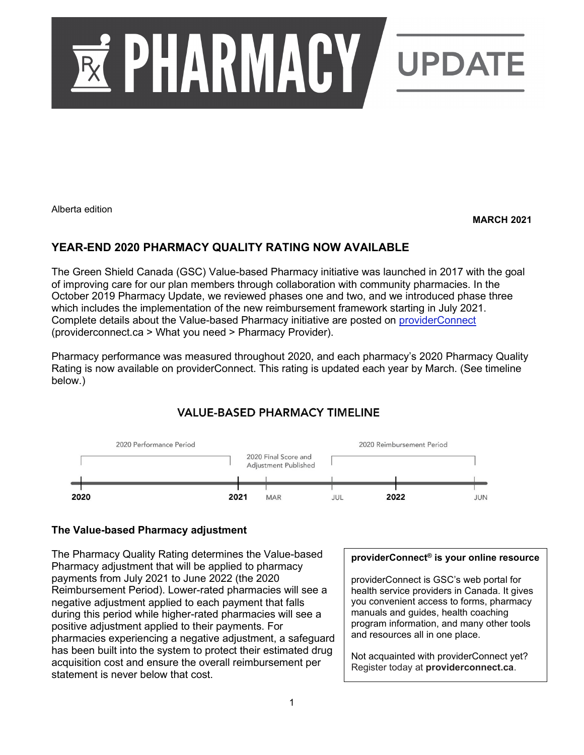# PHARMACY UPDATE

Alberta edition

**MARCH 2021**

## YEAR-END 2020 PHARMACY QUALITY RATING NOW AVAILABLE

The Green Shield Canada (GSC) Value-based Pharmacy initiative was launched in 2017 with the goal of improving care for our plan members through collaboration with community pharmacies. In the October 2019 Pharmacy Update, we reviewed phases one and two, and we introduced phase three which includes the implementation of the new reimbursement framework starting in July 2021. Complete details about the Value-based Pharmacy initiative are posted on providerConnect (providerconnect.ca > What you need > Pharmacy Provider).

Pharmacy performance was measured throughout 2020, and each pharmacy's 2020 Pharmacy Quality Rating is now available on providerConnect. This rating is updated each year by March. (See timeline below.)

### VALUE-BASED PHARMACY TIMELINE

2020 Performance Period: 2020 – 2021

2020 Final Score and Adjustment Published: MAR 2021

2020 Reimbursement Period: JUL 2021 – JUN 2022

### The Value-based Pharmacy adjustment

The Pharmacy Quality Rating determines the Value-based Pharmacy adjustment that will be applied to pharmacy payments from July 2021 to June 2022 (the 2020 Reimbursement Period). Lower-rated pharmacies will see a negative adjustment applied to each payment that falls during this period while higher-rated pharmacies will see a positive adjustment applied to their payments. For pharmacies experiencing a negative adjustment, a safeguard has been built into the system to protect their estimated drug acquisition cost and ensure the overall reimbursement per statement is never below that cost.

**providerConnect® is your online resource**

providerConnect is GSC's web portal for health service providers in Canada. It gives you convenient access to forms, pharmacy manuals and guides, health coaching program information, and many other tools and resources all in one place.

Not acquainted with providerConnect yet? Register today at **providerconnect.ca**.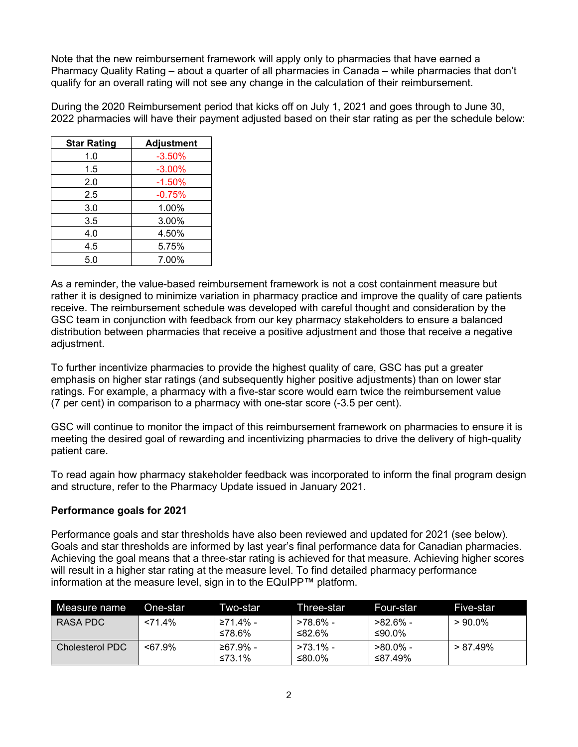Note that the new reimbursement framework will apply only to pharmacies that have earned a Pharmacy Quality Rating – about a quarter of all pharmacies in Canada – while pharmacies that don't qualify for an overall rating will not see any change in the calculation of their reimbursement.

During the 2020 Reimbursement period that kicks off on July 1, 2021 and goes through to June 30, 2022 pharmacies will have their payment adjusted based on their star rating as per the schedule below:

| Star Rating | Adjustment |
|---|---|
| 1.0 | -3.50% |
| 1.5 | -3.00% |
| 2.0 | -1.50% |
| 2.5 | -0.75% |
| 3.0 | 1.00% |
| 3.5 | 3.00% |
| 4.0 | 4.50% |
| 4.5 | 5.75% |
| 5.0 | 7.00% |

As a reminder, the value-based reimbursement framework is not a cost containment measure but rather it is designed to minimize variation in pharmacy practice and improve the quality of care patients receive. The reimbursement schedule was developed with careful thought and consideration by the GSC team in conjunction with feedback from our key pharmacy stakeholders to ensure a balanced distribution between pharmacies that receive a positive adjustment and those that receive a negative adjustment.

To further incentivize pharmacies to provide the highest quality of care, GSC has put a greater emphasis on higher star ratings (and subsequently higher positive adjustments) than on lower star ratings. For example, a pharmacy with a five-star score would earn twice the reimbursement value (7 per cent) in comparison to a pharmacy with one-star score (-3.5 per cent).

GSC will continue to monitor the impact of this reimbursement framework on pharmacies to ensure it is meeting the desired goal of rewarding and incentivizing pharmacies to drive the delivery of high-quality patient care.

To read again how pharmacy stakeholder feedback was incorporated to inform the final program design and structure, refer to the Pharmacy Update issued in January 2021.

**Performance goals for 2021**

Performance goals and star thresholds have also been reviewed and updated for 2021 (see below). Goals and star thresholds are informed by last year's final performance data for Canadian pharmacies. Achieving the goal means that a three-star rating is achieved for that measure. Achieving higher scores will result in a higher star rating at the measure level. To find detailed pharmacy performance information at the measure level, sign in to the EQuIPP™ platform.

| Measure name | One-star | Two-star | Three-star | Four-star | Five-star |
|---|---|---|---|---|---|
| RASA PDC | <71.4% | ≥71.4% - ≤78.6% | >78.6% - ≤82.6% | >82.6% - ≤90.0% | > 90.0% |
| Cholesterol PDC | <67.9% | ≥67.9% - ≤73.1% | >73.1% - ≤80.0% | >80.0% - ≤87.49% | > 87.49% |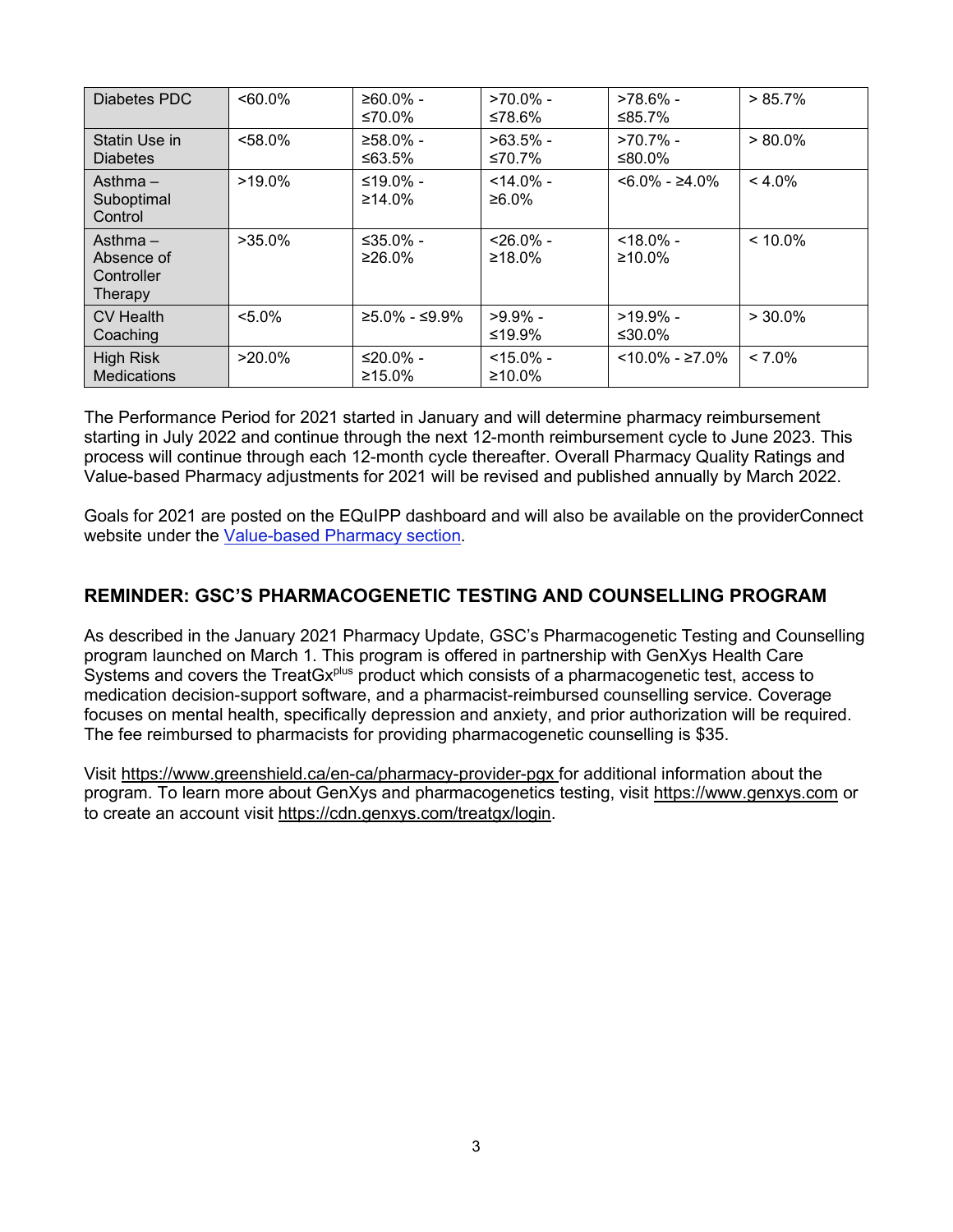| | | | | | |
|---|---|---|---|---|---|
| Diabetes PDC | <60.0% | ≥60.0% - ≤70.0% | >70.0% - ≤78.6% | >78.6% - ≤85.7% | > 85.7% |
| Statin Use in Diabetes | <58.0% | ≥58.0% - ≤63.5% | >63.5% - ≤70.7% | >70.7% - ≤80.0% | > 80.0% |
| Asthma – Suboptimal Control | >19.0% | ≤19.0% - ≥14.0% | <14.0% - ≥6.0% | <6.0% - ≥4.0% | < 4.0% |
| Asthma – Absence of Controller Therapy | >35.0% | ≤35.0% - ≥26.0% | <26.0% - ≥18.0% | <18.0% - ≥10.0% | < 10.0% |
| CV Health Coaching | <5.0% | ≥5.0% - ≤9.9% | >9.9% - ≤19.9% | >19.9% - ≤30.0% | > 30.0% |
| High Risk Medications | >20.0% | ≤20.0% - ≥15.0% | <15.0% - ≥10.0% | <10.0% - ≥7.0% | < 7.0% |

The Performance Period for 2021 started in January and will determine pharmacy reimbursement starting in July 2022 and continue through the next 12-month reimbursement cycle to June 2023. This process will continue through each 12-month cycle thereafter. Overall Pharmacy Quality Ratings and Value-based Pharmacy adjustments for 2021 will be revised and published annually by March 2022.

Goals for 2021 are posted on the EQuIPP dashboard and will also be available on the providerConnect website under the Value-based Pharmacy section.

## REMINDER: GSC'S PHARMACOGENETIC TESTING AND COUNSELLING PROGRAM

As described in the January 2021 Pharmacy Update, GSC's Pharmacogenetic Testing and Counselling program launched on March 1. This program is offered in partnership with GenXys Health Care Systems and covers the TreatGx$^{plus}$ product which consists of a pharmacogenetic test, access to medication decision-support software, and a pharmacist-reimbursed counselling service. Coverage focuses on mental health, specifically depression and anxiety, and prior authorization will be required. The fee reimbursed to pharmacists for providing pharmacogenetic counselling is $35.

Visit https://www.greenshield.ca/en-ca/pharmacy-provider-pgx for additional information about the program. To learn more about GenXys and pharmacogenetics testing, visit https://www.genxys.com or to create an account visit https://cdn.genxys.com/treatgx/login.